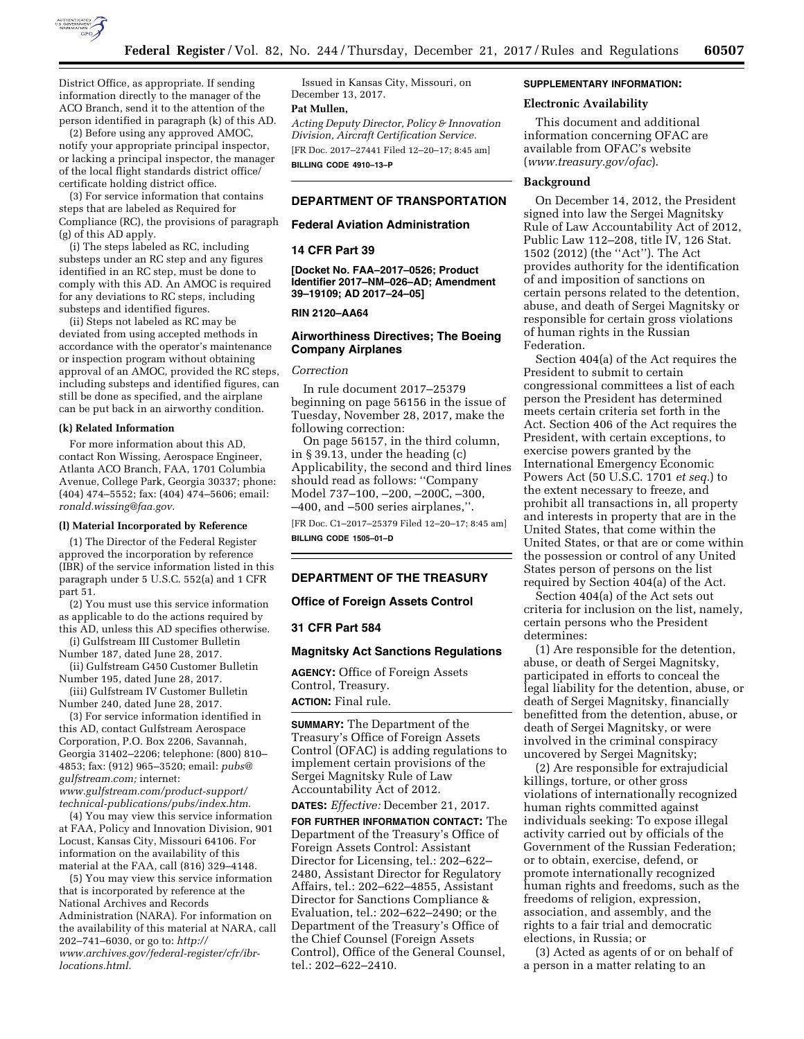District Office, as appropriate. If sending information directly to the manager of the ACO Branch, send it to the attention of the person identified in paragraph (k) of this AD.

(2) Before using any approved AMOC, notify your appropriate principal inspector, or lacking a principal inspector, the manager of the local flight standards district office/certificate holding district office.

(3) For service information that contains steps that are labeled as Required for Compliance (RC), the provisions of paragraph (g) of this AD apply.

(i) The steps labeled as RC, including substeps under an RC step and any figures identified in an RC step, must be done to comply with this AD. An AMOC is required for any deviations to RC steps, including substeps and identified figures.

(ii) Steps not labeled as RC may be deviated from using accepted methods in accordance with the operator's maintenance or inspection program without obtaining approval of an AMOC, provided the RC steps, including substeps and identified figures, can still be done as specified, and the airplane can be put back in an airworthy condition.

**(k) Related Information**

For more information about this AD, contact Ron Wissing, Aerospace Engineer, Atlanta ACO Branch, FAA, 1701 Columbia Avenue, College Park, Georgia 30337; phone: (404) 474–5552; fax: (404) 474–5606; email: *ronald.wissing@faa.gov.*

**(l) Material Incorporated by Reference**

(1) The Director of the Federal Register approved the incorporation by reference (IBR) of the service information listed in this paragraph under 5 U.S.C. 552(a) and 1 CFR part 51.

(2) You must use this service information as applicable to do the actions required by this AD, unless this AD specifies otherwise.

(i) Gulfstream III Customer Bulletin Number 187, dated June 28, 2017.

(ii) Gulfstream G450 Customer Bulletin Number 195, dated June 28, 2017.

(iii) Gulfstream IV Customer Bulletin Number 240, dated June 28, 2017.

(3) For service information identified in this AD, contact Gulfstream Aerospace Corporation, P.O. Box 2206, Savannah, Georgia 31402–2206; telephone: (800) 810–4853; fax: (912) 965–3520; email: *pubs@gulfstream.com;* internet: *www.gulfstream.com/product-support/technical-publications/pubs/index.htm.*

(4) You may view this service information at FAA, Policy and Innovation Division, 901 Locust, Kansas City, Missouri 64106. For information on the availability of this material at the FAA, call (816) 329–4148.

(5) You may view this service information that is incorporated by reference at the National Archives and Records Administration (NARA). For information on the availability of this material at NARA, call 202–741–6030, or go to: *http://www.archives.gov/federal-register/cfr/ibr-locations.html.*

Issued in Kansas City, Missouri, on December 13, 2017.

**Pat Mullen,**

*Acting Deputy Director, Policy & Innovation Division, Aircraft Certification Service.*

[FR Doc. 2017–27441 Filed 12–20–17; 8:45 am]

**BILLING CODE 4910–13–P**

---

## DEPARTMENT OF TRANSPORTATION

### Federal Aviation Administration

### 14 CFR Part 39

**[Docket No. FAA–2017–0526; Product Identifier 2017–NM–026–AD; Amendment 39–19109; AD 2017–24–05]**

**RIN 2120–AA64**

### Airworthiness Directives; The Boeing Company Airplanes

*Correction*

In rule document 2017–25379 beginning on page 56156 in the issue of Tuesday, November 28, 2017, make the following correction:

On page 56157, in the third column, in § 39.13, under the heading (c) Applicability, the second and third lines should read as follows: ''Company Model 737–100, –200, –200C, –300, –400, and –500 series airplanes,''.

[FR Doc. C1–2017–25379 Filed 12–20–17; 8:45 am]

**BILLING CODE 1505–01–D**

---

## DEPARTMENT OF THE TREASURY

### Office of Foreign Assets Control

### 31 CFR Part 584

### Magnitsky Act Sanctions Regulations

**AGENCY:** Office of Foreign Assets Control, Treasury.

**ACTION:** Final rule.

**SUMMARY:** The Department of the Treasury's Office of Foreign Assets Control (OFAC) is adding regulations to implement certain provisions of the Sergei Magnitsky Rule of Law Accountability Act of 2012.

**DATES:** *Effective:* December 21, 2017.

**FOR FURTHER INFORMATION CONTACT:** The Department of the Treasury's Office of Foreign Assets Control: Assistant Director for Licensing, tel.: 202–622–2480, Assistant Director for Regulatory Affairs, tel.: 202–622–4855, Assistant Director for Sanctions Compliance & Evaluation, tel.: 202–622–2490; or the Department of the Treasury's Office of the Chief Counsel (Foreign Assets Control), Office of the General Counsel, tel.: 202–622–2410.

**SUPPLEMENTARY INFORMATION:**

**Electronic Availability**

This document and additional information concerning OFAC are available from OFAC's website (*www.treasury.gov/ofac*).

**Background**

On December 14, 2012, the President signed into law the Sergei Magnitsky Rule of Law Accountability Act of 2012, Public Law 112–208, title IV, 126 Stat. 1502 (2012) (the ''Act''). The Act provides authority for the identification of and imposition of sanctions on certain persons related to the detention, abuse, and death of Sergei Magnitsky or responsible for certain gross violations of human rights in the Russian Federation.

Section 404(a) of the Act requires the President to submit to certain congressional committees a list of each person the President has determined meets certain criteria set forth in the Act. Section 406 of the Act requires the President, with certain exceptions, to exercise powers granted by the International Emergency Economic Powers Act (50 U.S.C. 1701 *et seq.*) to the extent necessary to freeze, and prohibit all transactions in, all property and interests in property that are in the United States, that come within the United States, or that are or come within the possession or control of any United States person of persons on the list required by Section 404(a) of the Act.

Section 404(a) of the Act sets out criteria for inclusion on the list, namely, certain persons who the President determines:

(1) Are responsible for the detention, abuse, or death of Sergei Magnitsky, participated in efforts to conceal the legal liability for the detention, abuse, or death of Sergei Magnitsky, financially benefitted from the detention, abuse, or death of Sergei Magnitsky, or were involved in the criminal conspiracy uncovered by Sergei Magnitsky;

(2) Are responsible for extrajudicial killings, torture, or other gross violations of internationally recognized human rights committed against individuals seeking: To expose illegal activity carried out by officials of the Government of the Russian Federation; or to obtain, exercise, defend, or promote internationally recognized human rights and freedoms, such as the freedoms of religion, expression, association, and assembly, and the rights to a fair trial and democratic elections, in Russia; or

(3) Acted as agents of or on behalf of a person in a matter relating to an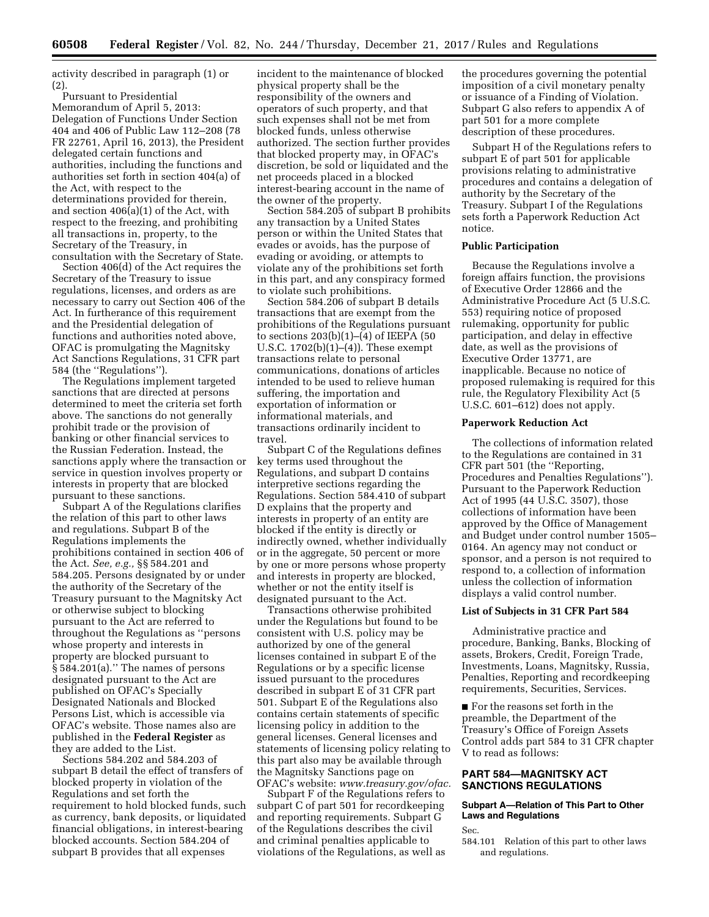activity described in paragraph (1) or (2).

Pursuant to Presidential Memorandum of April 5, 2013: Delegation of Functions Under Section 404 and 406 of Public Law 112–208 (78 FR 22761, April 16, 2013), the President delegated certain functions and authorities, including the functions and authorities set forth in section 404(a) of the Act, with respect to the determinations provided for therein, and section 406(a)(1) of the Act, with respect to the freezing, and prohibiting all transactions in, property, to the Secretary of the Treasury, in consultation with the Secretary of State.

Section 406(d) of the Act requires the Secretary of the Treasury to issue regulations, licenses, and orders as are necessary to carry out Section 406 of the Act. In furtherance of this requirement and the Presidential delegation of functions and authorities noted above, OFAC is promulgating the Magnitsky Act Sanctions Regulations, 31 CFR part 584 (the ''Regulations'').

The Regulations implement targeted sanctions that are directed at persons determined to meet the criteria set forth above. The sanctions do not generally prohibit trade or the provision of banking or other financial services to the Russian Federation. Instead, the sanctions apply where the transaction or service in question involves property or interests in property that are blocked pursuant to these sanctions.

Subpart A of the Regulations clarifies the relation of this part to other laws and regulations. Subpart B of the Regulations implements the prohibitions contained in section 406 of the Act. *See, e.g.,* §§ 584.201 and 584.205. Persons designated by or under the authority of the Secretary of the Treasury pursuant to the Magnitsky Act or otherwise subject to blocking pursuant to the Act are referred to throughout the Regulations as ''persons whose property and interests in property are blocked pursuant to § 584.201(a).'' The names of persons designated pursuant to the Act are published on OFAC's Specially Designated Nationals and Blocked Persons List, which is accessible via OFAC's website. Those names also are published in the **Federal Register** as they are added to the List.

Sections 584.202 and 584.203 of subpart B detail the effect of transfers of blocked property in violation of the Regulations and set forth the requirement to hold blocked funds, such as currency, bank deposits, or liquidated financial obligations, in interest-bearing blocked accounts. Section 584.204 of subpart B provides that all expenses incident to the maintenance of blocked physical property shall be the responsibility of the owners and operators of such property, and that such expenses shall not be met from blocked funds, unless otherwise authorized. The section further provides that blocked property may, in OFAC's discretion, be sold or liquidated and the net proceeds placed in a blocked interest-bearing account in the name of the owner of the property.

Section 584.205 of subpart B prohibits any transaction by a United States person or within the United States that evades or avoids, has the purpose of evading or avoiding, or attempts to violate any of the prohibitions set forth in this part, and any conspiracy formed to violate such prohibitions.

Section 584.206 of subpart B details transactions that are exempt from the prohibitions of the Regulations pursuant to sections 203(b)(1)–(4) of IEEPA (50 U.S.C. 1702(b)(1)–(4)). These exempt transactions relate to personal communications, donations of articles intended to be used to relieve human suffering, the importation and exportation of information or informational materials, and transactions ordinarily incident to travel.

Subpart C of the Regulations defines key terms used throughout the Regulations, and subpart D contains interpretive sections regarding the Regulations. Section 584.410 of subpart D explains that the property and interests in property of an entity are blocked if the entity is directly or indirectly owned, whether individually or in the aggregate, 50 percent or more by one or more persons whose property and interests in property are blocked, whether or not the entity itself is designated pursuant to the Act.

Transactions otherwise prohibited under the Regulations but found to be consistent with U.S. policy may be authorized by one of the general licenses contained in subpart E of the Regulations or by a specific license issued pursuant to the procedures described in subpart E of 31 CFR part 501. Subpart E of the Regulations also contains certain statements of specific licensing policy in addition to the general licenses. General licenses and statements of licensing policy relating to this part also may be available through the Magnitsky Sanctions page on OFAC's website: *www.treasury.gov/ofac.*

Subpart F of the Regulations refers to subpart C of part 501 for recordkeeping and reporting requirements. Subpart G of the Regulations describes the civil and criminal penalties applicable to violations of the Regulations, as well as the procedures governing the potential imposition of a civil monetary penalty or issuance of a Finding of Violation. Subpart G also refers to appendix A of part 501 for a more complete description of these procedures.

Subpart H of the Regulations refers to subpart E of part 501 for applicable provisions relating to administrative procedures and contains a delegation of authority by the Secretary of the Treasury. Subpart I of the Regulations sets forth a Paperwork Reduction Act notice.

## Public Participation

Because the Regulations involve a foreign affairs function, the provisions of Executive Order 12866 and the Administrative Procedure Act (5 U.S.C. 553) requiring notice of proposed rulemaking, opportunity for public participation, and delay in effective date, as well as the provisions of Executive Order 13771, are inapplicable. Because no notice of proposed rulemaking is required for this rule, the Regulatory Flexibility Act (5 U.S.C. 601–612) does not apply.

## Paperwork Reduction Act

The collections of information related to the Regulations are contained in 31 CFR part 501 (the ''Reporting, Procedures and Penalties Regulations''). Pursuant to the Paperwork Reduction Act of 1995 (44 U.S.C. 3507), those collections of information have been approved by the Office of Management and Budget under control number 1505–0164. An agency may not conduct or sponsor, and a person is not required to respond to, a collection of information unless the collection of information displays a valid control number.

## List of Subjects in 31 CFR Part 584

Administrative practice and procedure, Banking, Banks, Blocking of assets, Brokers, Credit, Foreign Trade, Investments, Loans, Magnitsky, Russia, Penalties, Reporting and recordkeeping requirements, Securities, Services.

■ For the reasons set forth in the preamble, the Department of the Treasury's Office of Foreign Assets Control adds part 584 to 31 CFR chapter V to read as follows:

# PART 584—MAGNITSKY ACT SANCTIONS REGULATIONS

### Subpart A—Relation of This Part to Other Laws and Regulations

Sec.

584.101 Relation of this part to other laws and regulations.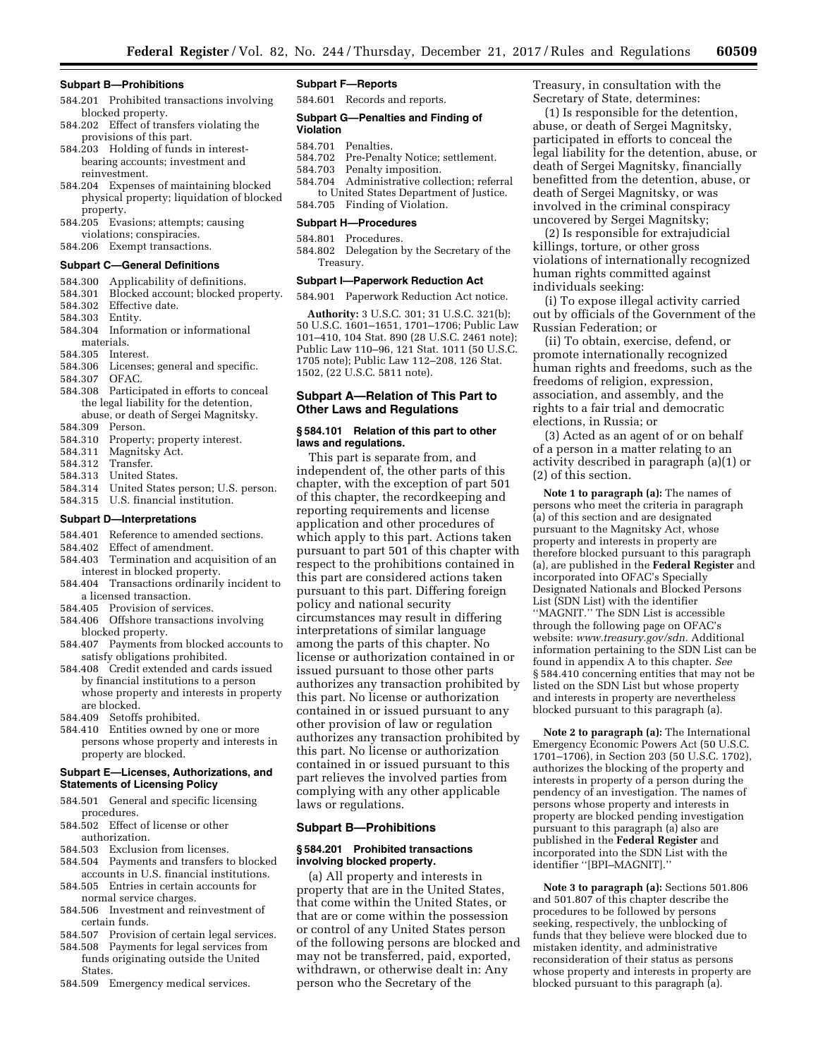### Subpart B—Prohibitions

584.201 Prohibited transactions involving blocked property.
584.202 Effect of transfers violating the provisions of this part.
584.203 Holding of funds in interest-bearing accounts; investment and reinvestment.
584.204 Expenses of maintaining blocked physical property; liquidation of blocked property.
584.205 Evasions; attempts; causing violations; conspiracies.
584.206 Exempt transactions.

### Subpart C—General Definitions

584.300 Applicability of definitions.
584.301 Blocked account; blocked property.
584.302 Effective date.
584.303 Entity.
584.304 Information or informational materials.
584.305 Interest.
584.306 Licenses; general and specific.
584.307 OFAC.
584.308 Participated in efforts to conceal the legal liability for the detention, abuse, or death of Sergei Magnitsky.
584.309 Person.
584.310 Property; property interest.
584.311 Magnitsky Act.
584.312 Transfer.
584.313 United States.
584.314 United States person; U.S. person.
584.315 U.S. financial institution.

### Subpart D—Interpretations

584.401 Reference to amended sections.
584.402 Effect of amendment.
584.403 Termination and acquisition of an interest in blocked property.
584.404 Transactions ordinarily incident to a licensed transaction.
584.405 Provision of services.
584.406 Offshore transactions involving blocked property.
584.407 Payments from blocked accounts to satisfy obligations prohibited.
584.408 Credit extended and cards issued by financial institutions to a person whose property and interests in property are blocked.
584.409 Setoffs prohibited.
584.410 Entities owned by one or more persons whose property and interests in property are blocked.

### Subpart E—Licenses, Authorizations, and Statements of Licensing Policy

584.501 General and specific licensing procedures.
584.502 Effect of license or other authorization.
584.503 Exclusion from licenses.
584.504 Payments and transfers to blocked accounts in U.S. financial institutions.
584.505 Entries in certain accounts for normal service charges.
584.506 Investment and reinvestment of certain funds.
584.507 Provision of certain legal services.
584.508 Payments for legal services from funds originating outside the United States.
584.509 Emergency medical services.

### Subpart F—Reports

584.601 Records and reports.

### Subpart G—Penalties and Finding of Violation

584.701 Penalties.
584.702 Pre-Penalty Notice; settlement.
584.703 Penalty imposition.
584.704 Administrative collection; referral to United States Department of Justice.
584.705 Finding of Violation.

### Subpart H—Procedures

584.801 Procedures.
584.802 Delegation by the Secretary of the Treasury.

### Subpart I—Paperwork Reduction Act

584.901 Paperwork Reduction Act notice.

**Authority:** 3 U.S.C. 301; 31 U.S.C. 321(b); 50 U.S.C. 1601–1651, 1701–1706; Public Law 101–410, 104 Stat. 890 (28 U.S.C. 2461 note); Public Law 110–96, 121 Stat. 1011 (50 U.S.C. 1705 note); Public Law 112–208, 126 Stat. 1502, (22 U.S.C. 5811 note).

## Subpart A—Relation of This Part to Other Laws and Regulations

### § 584.101 Relation of this part to other laws and regulations.

This part is separate from, and independent of, the other parts of this chapter, with the exception of part 501 of this chapter, the recordkeeping and reporting requirements and license application and other procedures of which apply to this part. Actions taken pursuant to part 501 of this chapter with respect to the prohibitions contained in this part are considered actions taken pursuant to this part. Differing foreign policy and national security circumstances may result in differing interpretations of similar language among the parts of this chapter. No license or authorization contained in or issued pursuant to those other parts authorizes any transaction prohibited by this part. No license or authorization contained in or issued pursuant to any other provision of law or regulation authorizes any transaction prohibited by this part. No license or authorization contained in or issued pursuant to this part relieves the involved parties from complying with any other applicable laws or regulations.

## Subpart B—Prohibitions

### § 584.201 Prohibited transactions involving blocked property.

(a) All property and interests in property that are in the United States, that come within the United States, or that are or come within the possession or control of any United States person of the following persons are blocked and may not be transferred, paid, exported, withdrawn, or otherwise dealt in: Any person who the Secretary of the Treasury, in consultation with the Secretary of State, determines:

(1) Is responsible for the detention, abuse, or death of Sergei Magnitsky, participated in efforts to conceal the legal liability for the detention, abuse, or death of Sergei Magnitsky, financially benefitted from the detention, abuse, or death of Sergei Magnitsky, or was involved in the criminal conspiracy uncovered by Sergei Magnitsky;

(2) Is responsible for extrajudicial killings, torture, or other gross violations of internationally recognized human rights committed against individuals seeking:

(i) To expose illegal activity carried out by officials of the Government of the Russian Federation; or

(ii) To obtain, exercise, defend, or promote internationally recognized human rights and freedoms, such as the freedoms of religion, expression, association, and assembly, and the rights to a fair trial and democratic elections, in Russia; or

(3) Acted as an agent of or on behalf of a person in a matter relating to an activity described in paragraph (a)(1) or (2) of this section.

**Note 1 to paragraph (a):** The names of persons who meet the criteria in paragraph (a) of this section and are designated pursuant to the Magnitsky Act, whose property and interests in property are therefore blocked pursuant to this paragraph (a), are published in the **Federal Register** and incorporated into OFAC's Specially Designated Nationals and Blocked Persons List (SDN List) with the identifier ''MAGNIT.'' The SDN List is accessible through the following page on OFAC's website: *www.treasury.gov/sdn.* Additional information pertaining to the SDN List can be found in appendix A to this chapter. *See* § 584.410 concerning entities that may not be listed on the SDN List but whose property and interests in property are nevertheless blocked pursuant to this paragraph (a).

**Note 2 to paragraph (a):** The International Emergency Economic Powers Act (50 U.S.C. 1701–1706), in Section 203 (50 U.S.C. 1702), authorizes the blocking of the property and interests in property of a person during the pendency of an investigation. The names of persons whose property and interests in property are blocked pending investigation pursuant to this paragraph (a) also are published in the **Federal Register** and incorporated into the SDN List with the identifier ''[BPI–MAGNIT].''

**Note 3 to paragraph (a):** Sections 501.806 and 501.807 of this chapter describe the procedures to be followed by persons seeking, respectively, the unblocking of funds that they believe were blocked due to mistaken identity, and administrative reconsideration of their status as persons whose property and interests in property are blocked pursuant to this paragraph (a).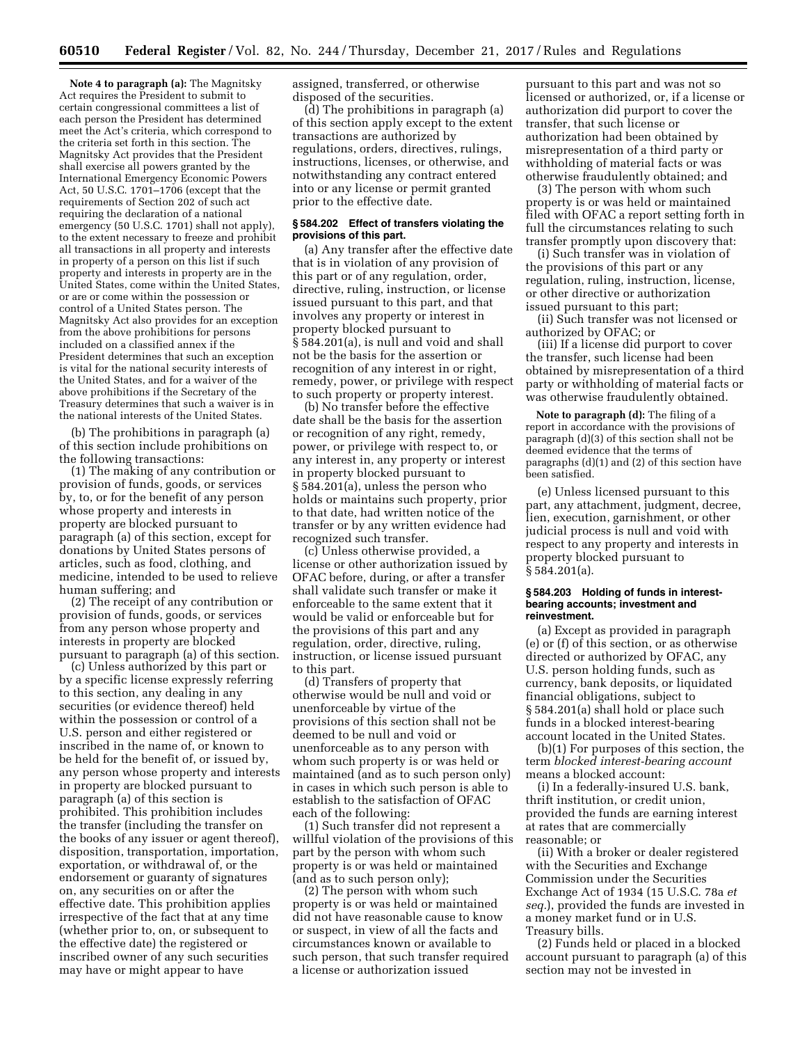**Note 4 to paragraph (a):** The Magnitsky Act requires the President to submit to certain congressional committees a list of each person the President has determined meet the Act's criteria, which correspond to the criteria set forth in this section. The Magnitsky Act provides that the President shall exercise all powers granted by the International Emergency Economic Powers Act, 50 U.S.C. 1701–1706 (except that the requirements of Section 202 of such act requiring the declaration of a national emergency (50 U.S.C. 1701) shall not apply), to the extent necessary to freeze and prohibit all transactions in all property and interests in property of a person on this list if such property and interests in property are in the United States, come within the United States, or are or come within the possession or control of a United States person. The Magnitsky Act also provides for an exception from the above prohibitions for persons included on a classified annex if the President determines that such an exception is vital for the national security interests of the United States, and for a waiver of the above prohibitions if the Secretary of the Treasury determines that such a waiver is in the national interests of the United States.

(b) The prohibitions in paragraph (a) of this section include prohibitions on the following transactions:

(1) The making of any contribution or provision of funds, goods, or services by, to, or for the benefit of any person whose property and interests in property are blocked pursuant to paragraph (a) of this section, except for donations by United States persons of articles, such as food, clothing, and medicine, intended to be used to relieve human suffering; and

(2) The receipt of any contribution or provision of funds, goods, or services from any person whose property and interests in property are blocked pursuant to paragraph (a) of this section.

(c) Unless authorized by this part or by a specific license expressly referring to this section, any dealing in any securities (or evidence thereof) held within the possession or control of a U.S. person and either registered or inscribed in the name of, or known to be held for the benefit of, or issued by, any person whose property and interests in property are blocked pursuant to paragraph (a) of this section is prohibited. This prohibition includes the transfer (including the transfer on the books of any issuer or agent thereof), disposition, transportation, importation, exportation, or withdrawal of, or the endorsement or guaranty of signatures on, any securities on or after the effective date. This prohibition applies irrespective of the fact that at any time (whether prior to, on, or subsequent to the effective date) the registered or inscribed owner of any such securities may have or might appear to have assigned, transferred, or otherwise disposed of the securities.

(d) The prohibitions in paragraph (a) of this section apply except to the extent transactions are authorized by regulations, orders, directives, rulings, instructions, licenses, or otherwise, and notwithstanding any contract entered into or any license or permit granted prior to the effective date.

### § 584.202 Effect of transfers violating the provisions of this part.

(a) Any transfer after the effective date that is in violation of any provision of this part or of any regulation, order, directive, ruling, instruction, or license issued pursuant to this part, and that involves any property or interest in property blocked pursuant to § 584.201(a), is null and void and shall not be the basis for the assertion or recognition of any interest in or right, remedy, power, or privilege with respect to such property or property interest.

(b) No transfer before the effective date shall be the basis for the assertion or recognition of any right, remedy, power, or privilege with respect to, or any interest in, any property or interest in property blocked pursuant to § 584.201(a), unless the person who holds or maintains such property, prior to that date, had written notice of the transfer or by any written evidence had recognized such transfer.

(c) Unless otherwise provided, a license or other authorization issued by OFAC before, during, or after a transfer shall validate such transfer or make it enforceable to the same extent that it would be valid or enforceable but for the provisions of this part and any regulation, order, directive, ruling, instruction, or license issued pursuant to this part.

(d) Transfers of property that otherwise would be null and void or unenforceable by virtue of the provisions of this section shall not be deemed to be null and void or unenforceable as to any person with whom such property is or was held or maintained (and as to such person only) in cases in which such person is able to establish to the satisfaction of OFAC each of the following:

(1) Such transfer did not represent a willful violation of the provisions of this part by the person with whom such property is or was held or maintained (and as to such person only);

(2) The person with whom such property is or was held or maintained did not have reasonable cause to know or suspect, in view of all the facts and circumstances known or available to such person, that such transfer required a license or authorization issued pursuant to this part and was not so licensed or authorized, or, if a license or authorization did purport to cover the transfer, that such license or authorization had been obtained by misrepresentation of a third party or withholding of material facts or was otherwise fraudulently obtained; and

(3) The person with whom such property is or was held or maintained filed with OFAC a report setting forth in full the circumstances relating to such transfer promptly upon discovery that:

(i) Such transfer was in violation of the provisions of this part or any regulation, ruling, instruction, license, or other directive or authorization issued pursuant to this part;

(ii) Such transfer was not licensed or authorized by OFAC; or

(iii) If a license did purport to cover the transfer, such license had been obtained by misrepresentation of a third party or withholding of material facts or was otherwise fraudulently obtained.

**Note to paragraph (d):** The filing of a report in accordance with the provisions of paragraph (d)(3) of this section shall not be deemed evidence that the terms of paragraphs (d)(1) and (2) of this section have been satisfied.

(e) Unless licensed pursuant to this part, any attachment, judgment, decree, lien, execution, garnishment, or other judicial process is null and void with respect to any property and interests in property blocked pursuant to § 584.201(a).

### § 584.203 Holding of funds in interest-bearing accounts; investment and reinvestment.

(a) Except as provided in paragraph (e) or (f) of this section, or as otherwise directed or authorized by OFAC, any U.S. person holding funds, such as currency, bank deposits, or liquidated financial obligations, subject to § 584.201(a) shall hold or place such funds in a blocked interest-bearing account located in the United States.

(b)(1) For purposes of this section, the term *blocked interest-bearing account* means a blocked account:

(i) In a federally-insured U.S. bank, thrift institution, or credit union, provided the funds are earning interest at rates that are commercially reasonable; or

(ii) With a broker or dealer registered with the Securities and Exchange Commission under the Securities Exchange Act of 1934 (15 U.S.C. 78a *et seq.*), provided the funds are invested in a money market fund or in U.S. Treasury bills.

(2) Funds held or placed in a blocked account pursuant to paragraph (a) of this section may not be invested in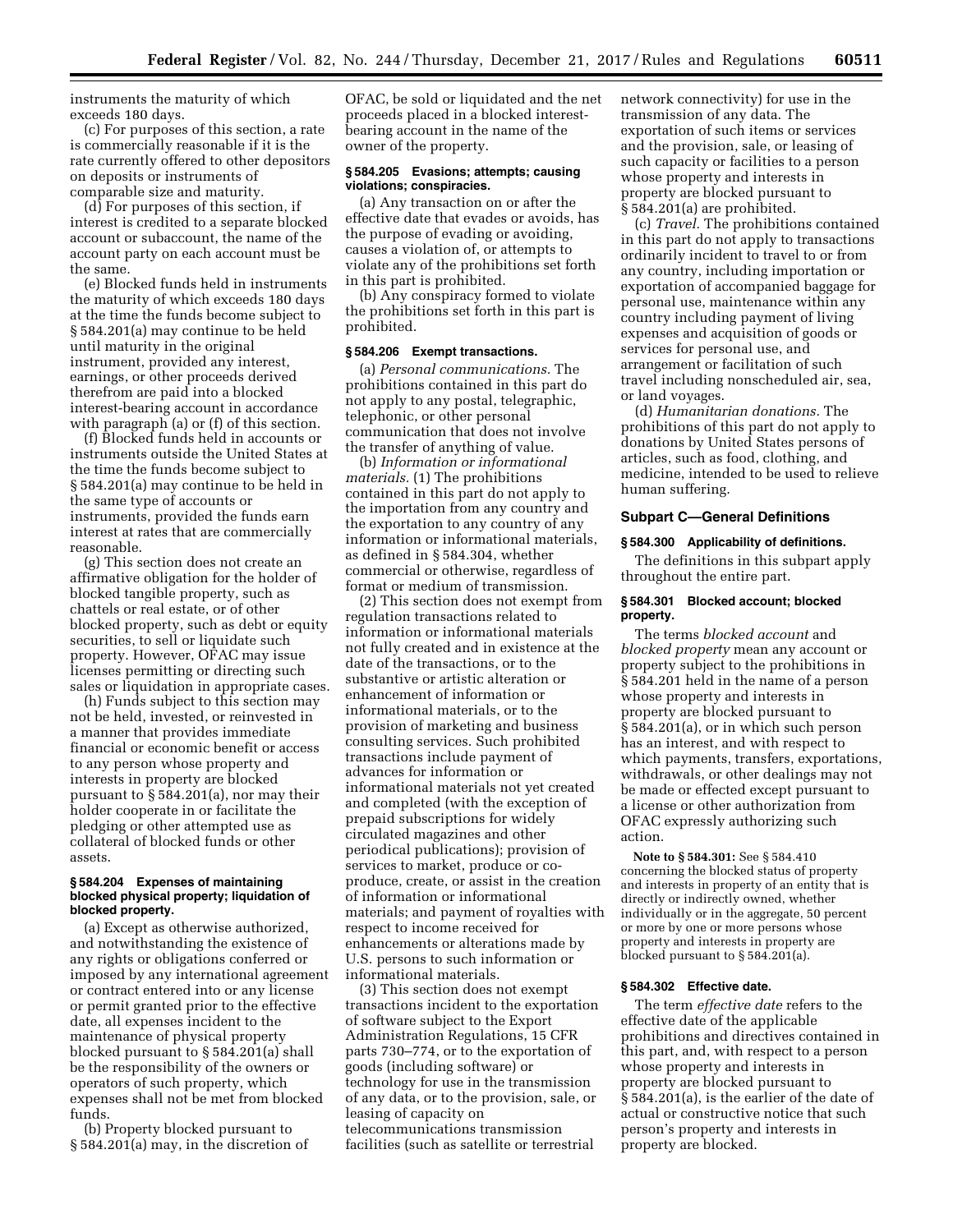instruments the maturity of which exceeds 180 days.

(c) For purposes of this section, a rate is commercially reasonable if it is the rate currently offered to other depositors on deposits or instruments of comparable size and maturity.

(d) For purposes of this section, if interest is credited to a separate blocked account or subaccount, the name of the account party on each account must be the same.

(e) Blocked funds held in instruments the maturity of which exceeds 180 days at the time the funds become subject to § 584.201(a) may continue to be held until maturity in the original instrument, provided any interest, earnings, or other proceeds derived therefrom are paid into a blocked interest-bearing account in accordance with paragraph (a) or (f) of this section.

(f) Blocked funds held in accounts or instruments outside the United States at the time the funds become subject to § 584.201(a) may continue to be held in the same type of accounts or instruments, provided the funds earn interest at rates that are commercially reasonable.

(g) This section does not create an affirmative obligation for the holder of blocked tangible property, such as chattels or real estate, or of other blocked property, such as debt or equity securities, to sell or liquidate such property. However, OFAC may issue licenses permitting or directing such sales or liquidation in appropriate cases.

(h) Funds subject to this section may not be held, invested, or reinvested in a manner that provides immediate financial or economic benefit or access to any person whose property and interests in property are blocked pursuant to § 584.201(a), nor may their holder cooperate in or facilitate the pledging or other attempted use as collateral of blocked funds or other assets.

### § 584.204 Expenses of maintaining blocked physical property; liquidation of blocked property.

(a) Except as otherwise authorized, and notwithstanding the existence of any rights or obligations conferred or imposed by any international agreement or contract entered into or any license or permit granted prior to the effective date, all expenses incident to the maintenance of physical property blocked pursuant to § 584.201(a) shall be the responsibility of the owners or operators of such property, which expenses shall not be met from blocked funds.

(b) Property blocked pursuant to § 584.201(a) may, in the discretion of OFAC, be sold or liquidated and the net proceeds placed in a blocked interest-bearing account in the name of the owner of the property.

### § 584.205 Evasions; attempts; causing violations; conspiracies.

(a) Any transaction on or after the effective date that evades or avoids, has the purpose of evading or avoiding, causes a violation of, or attempts to violate any of the prohibitions set forth in this part is prohibited.

(b) Any conspiracy formed to violate the prohibitions set forth in this part is prohibited.

### § 584.206 Exempt transactions.

(a) *Personal communications.* The prohibitions contained in this part do not apply to any postal, telegraphic, telephonic, or other personal communication that does not involve the transfer of anything of value.

(b) *Information or informational materials.* (1) The prohibitions contained in this part do not apply to the importation from any country and the exportation to any country of any information or informational materials, as defined in § 584.304, whether commercial or otherwise, regardless of format or medium of transmission.

(2) This section does not exempt from regulation transactions related to information or informational materials not fully created and in existence at the date of the transactions, or to the substantive or artistic alteration or enhancement of information or informational materials, or to the provision of marketing and business consulting services. Such prohibited transactions include payment of advances for information or informational materials not yet created and completed (with the exception of prepaid subscriptions for widely circulated magazines and other periodical publications); provision of services to market, produce or co-produce, create, or assist in the creation of information or informational materials; and payment of royalties with respect to income received for enhancements or alterations made by U.S. persons to such information or informational materials.

(3) This section does not exempt transactions incident to the exportation of software subject to the Export Administration Regulations, 15 CFR parts 730–774, or to the exportation of goods (including software) or technology for use in the transmission of any data, or to the provision, sale, or leasing of capacity on telecommunications transmission facilities (such as satellite or terrestrial network connectivity) for use in the transmission of any data. The exportation of such items or services and the provision, sale, or leasing of such capacity or facilities to a person whose property and interests in property are blocked pursuant to § 584.201(a) are prohibited.

(c) *Travel.* The prohibitions contained in this part do not apply to transactions ordinarily incident to travel to or from any country, including importation or exportation of accompanied baggage for personal use, maintenance within any country including payment of living expenses and acquisition of goods or services for personal use, and arrangement or facilitation of such travel including nonscheduled air, sea, or land voyages.

(d) *Humanitarian donations.* The prohibitions of this part do not apply to donations by United States persons of articles, such as food, clothing, and medicine, intended to be used to relieve human suffering.

## Subpart C—General Definitions

### § 584.300 Applicability of definitions.

The definitions in this subpart apply throughout the entire part.

### § 584.301 Blocked account; blocked property.

The terms *blocked account* and *blocked property* mean any account or property subject to the prohibitions in § 584.201 held in the name of a person whose property and interests in property are blocked pursuant to § 584.201(a), or in which such person has an interest, and with respect to which payments, transfers, exportations, withdrawals, or other dealings may not be made or effected except pursuant to a license or other authorization from OFAC expressly authorizing such action.

**Note to § 584.301:** See § 584.410 concerning the blocked status of property and interests in property of an entity that is directly or indirectly owned, whether individually or in the aggregate, 50 percent or more by one or more persons whose property and interests in property are blocked pursuant to § 584.201(a).

### § 584.302 Effective date.

The term *effective date* refers to the effective date of the applicable prohibitions and directives contained in this part, and, with respect to a person whose property and interests in property are blocked pursuant to § 584.201(a), is the earlier of the date of actual or constructive notice that such person's property and interests in property are blocked.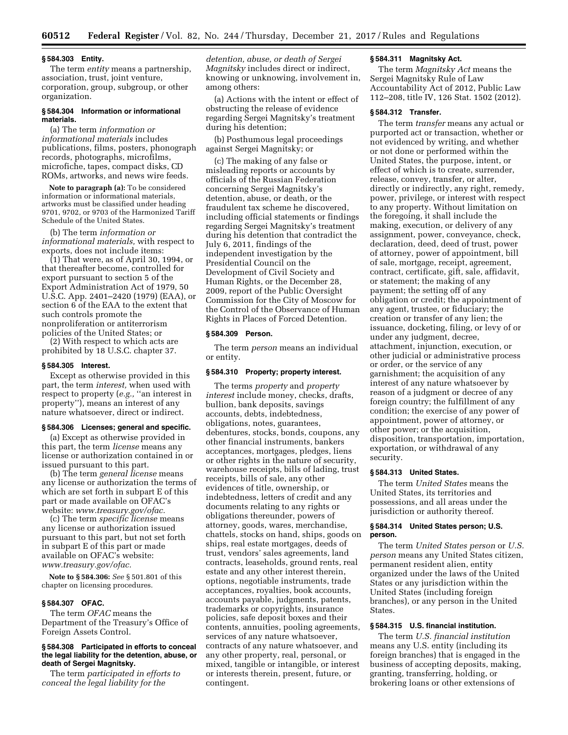### § 584.303 Entity.

The term *entity* means a partnership, association, trust, joint venture, corporation, group, subgroup, or other organization.

### § 584.304 Information or informational materials.

(a) The term *information or informational materials* includes publications, films, posters, phonograph records, photographs, microfilms, microfiche, tapes, compact disks, CD ROMs, artworks, and news wire feeds.

**Note to paragraph (a):** To be considered information or informational materials, artworks must be classified under heading 9701, 9702, or 9703 of the Harmonized Tariff Schedule of the United States.

(b) The term *information or informational materials,* with respect to exports, does not include items:

(1) That were, as of April 30, 1994, or that thereafter become, controlled for export pursuant to section 5 of the Export Administration Act of 1979, 50 U.S.C. App. 2401–2420 (1979) (EAA), or section 6 of the EAA to the extent that such controls promote the nonproliferation or antiterrorism policies of the United States; or

(2) With respect to which acts are prohibited by 18 U.S.C. chapter 37.

### § 584.305 Interest.

Except as otherwise provided in this part, the term *interest,* when used with respect to property (*e.g.,* ''an interest in property''), means an interest of any nature whatsoever, direct or indirect.

### § 584.306 Licenses; general and specific.

(a) Except as otherwise provided in this part, the term *license* means any license or authorization contained in or issued pursuant to this part.

(b) The term *general license* means any license or authorization the terms of which are set forth in subpart E of this part or made available on OFAC's website: *www.treasury.gov/ofac.*

(c) The term *specific license* means any license or authorization issued pursuant to this part, but not set forth in subpart E of this part or made available on OFAC's website: *www.treasury.gov/ofac.*

**Note to § 584.306:** *See* § 501.801 of this chapter on licensing procedures.

### § 584.307 OFAC.

The term *OFAC* means the Department of the Treasury's Office of Foreign Assets Control.

### § 584.308 Participated in efforts to conceal the legal liability for the detention, abuse, or death of Sergei Magnitsky.

The term *participated in efforts to conceal the legal liability for the detention, abuse, or death of Sergei Magnitsky* includes direct or indirect, knowing or unknowing, involvement in, among others:

(a) Actions with the intent or effect of obstructing the release of evidence regarding Sergei Magnitsky's treatment during his detention;

(b) Posthumous legal proceedings against Sergei Magnitsky; or

(c) The making of any false or misleading reports or accounts by officials of the Russian Federation concerning Sergei Magnitsky's detention, abuse, or death, or the fraudulent tax scheme he discovered, including official statements or findings regarding Sergei Magnitsky's treatment during his detention that contradict the July 6, 2011, findings of the independent investigation by the Presidential Council on the Development of Civil Society and Human Rights, or the December 28, 2009, report of the Public Oversight Commission for the City of Moscow for the Control of the Observance of Human Rights in Places of Forced Detention.

### § 584.309 Person.

The term *person* means an individual or entity.

### § 584.310 Property; property interest.

The terms *property* and *property interest* include money, checks, drafts, bullion, bank deposits, savings accounts, debts, indebtedness, obligations, notes, guarantees, debentures, stocks, bonds, coupons, any other financial instruments, bankers acceptances, mortgages, pledges, liens or other rights in the nature of security, warehouse receipts, bills of lading, trust receipts, bills of sale, any other evidences of title, ownership, or indebtedness, letters of credit and any documents relating to any rights or obligations thereunder, powers of attorney, goods, wares, merchandise, chattels, stocks on hand, ships, goods on ships, real estate mortgages, deeds of trust, vendors' sales agreements, land contracts, leaseholds, ground rents, real estate and any other interest therein, options, negotiable instruments, trade acceptances, royalties, book accounts, accounts payable, judgments, patents, trademarks or copyrights, insurance policies, safe deposit boxes and their contents, annuities, pooling agreements, services of any nature whatsoever, contracts of any nature whatsoever, and any other property, real, personal, or mixed, tangible or intangible, or interest or interests therein, present, future, or contingent.

### § 584.311 Magnitsky Act.

The term *Magnitsky Act* means the Sergei Magnitsky Rule of Law Accountability Act of 2012, Public Law 112–208, title IV, 126 Stat. 1502 (2012).

### § 584.312 Transfer.

The term *transfer* means any actual or purported act or transaction, whether or not evidenced by writing, and whether or not done or performed within the United States, the purpose, intent, or effect of which is to create, surrender, release, convey, transfer, or alter, directly or indirectly, any right, remedy, power, privilege, or interest with respect to any property. Without limitation on the foregoing, it shall include the making, execution, or delivery of any assignment, power, conveyance, check, declaration, deed, deed of trust, power of attorney, power of appointment, bill of sale, mortgage, receipt, agreement, contract, certificate, gift, sale, affidavit, or statement; the making of any payment; the setting off of any obligation or credit; the appointment of any agent, trustee, or fiduciary; the creation or transfer of any lien; the issuance, docketing, filing, or levy of or under any judgment, decree, attachment, injunction, execution, or other judicial or administrative process or order, or the service of any garnishment; the acquisition of any interest of any nature whatsoever by reason of a judgment or decree of any foreign country; the fulfillment of any condition; the exercise of any power of appointment, power of attorney, or other power; or the acquisition, disposition, transportation, importation, exportation, or withdrawal of any security.

### § 584.313 United States.

The term *United States* means the United States, its territories and possessions, and all areas under the jurisdiction or authority thereof.

### § 584.314 United States person; U.S. person.

The term *United States person* or *U.S. person* means any United States citizen, permanent resident alien, entity organized under the laws of the United States or any jurisdiction within the United States (including foreign branches), or any person in the United States.

### § 584.315 U.S. financial institution.

The term *U.S. financial institution* means any U.S. entity (including its foreign branches) that is engaged in the business of accepting deposits, making, granting, transferring, holding, or brokering loans or other extensions of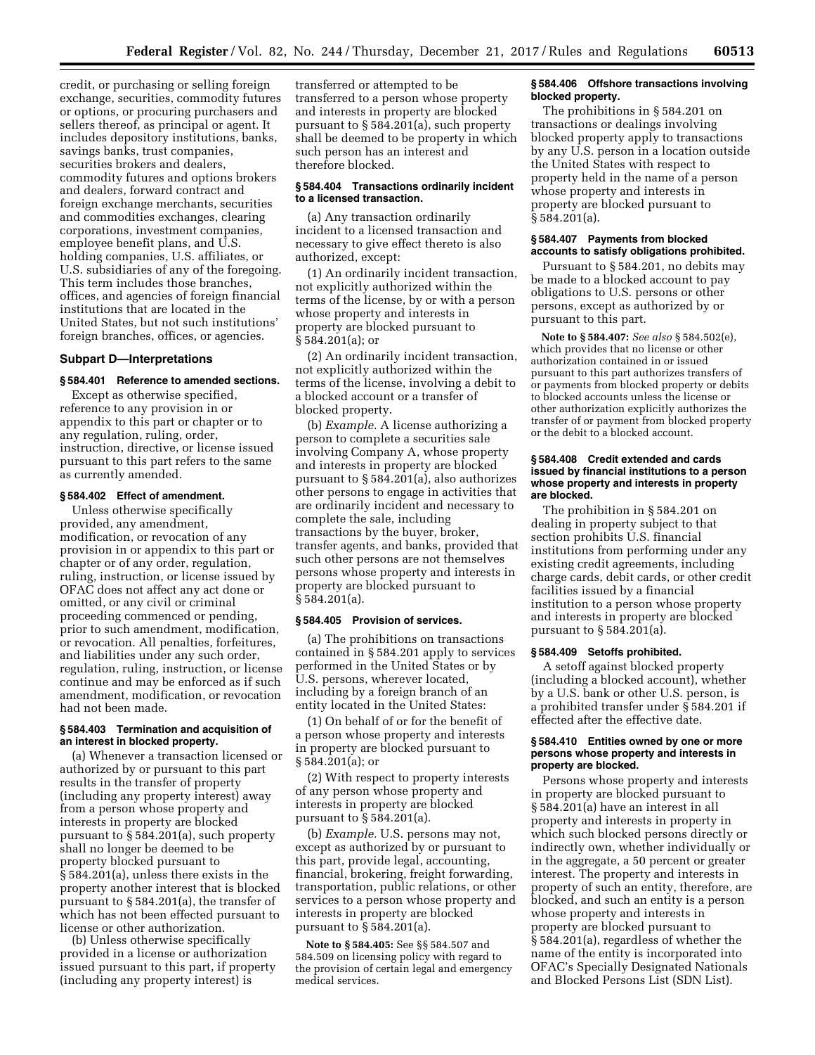credit, or purchasing or selling foreign exchange, securities, commodity futures or options, or procuring purchasers and sellers thereof, as principal or agent. It includes depository institutions, banks, savings banks, trust companies, securities brokers and dealers, commodity futures and options brokers and dealers, forward contract and foreign exchange merchants, securities and commodities exchanges, clearing corporations, investment companies, employee benefit plans, and U.S. holding companies, U.S. affiliates, or U.S. subsidiaries of any of the foregoing. This term includes those branches, offices, and agencies of foreign financial institutions that are located in the United States, but not such institutions' foreign branches, offices, or agencies.

## Subpart D—Interpretations

### § 584.401 Reference to amended sections.

Except as otherwise specified, reference to any provision in or appendix to this part or chapter or to any regulation, ruling, order, instruction, directive, or license issued pursuant to this part refers to the same as currently amended.

### § 584.402 Effect of amendment.

Unless otherwise specifically provided, any amendment, modification, or revocation of any provision in or appendix to this part or chapter or of any order, regulation, ruling, instruction, or license issued by OFAC does not affect any act done or omitted, or any civil or criminal proceeding commenced or pending, prior to such amendment, modification, or revocation. All penalties, forfeitures, and liabilities under any such order, regulation, ruling, instruction, or license continue and may be enforced as if such amendment, modification, or revocation had not been made.

### § 584.403 Termination and acquisition of an interest in blocked property.

(a) Whenever a transaction licensed or authorized by or pursuant to this part results in the transfer of property (including any property interest) away from a person whose property and interests in property are blocked pursuant to § 584.201(a), such property shall no longer be deemed to be property blocked pursuant to § 584.201(a), unless there exists in the property another interest that is blocked pursuant to § 584.201(a), the transfer of which has not been effected pursuant to license or other authorization.

(b) Unless otherwise specifically provided in a license or authorization issued pursuant to this part, if property (including any property interest) is transferred or attempted to be transferred to a person whose property and interests in property are blocked pursuant to § 584.201(a), such property shall be deemed to be property in which such person has an interest and therefore blocked.

### § 584.404 Transactions ordinarily incident to a licensed transaction.

(a) Any transaction ordinarily incident to a licensed transaction and necessary to give effect thereto is also authorized, except:

(1) An ordinarily incident transaction, not explicitly authorized within the terms of the license, by or with a person whose property and interests in property are blocked pursuant to § 584.201(a); or

(2) An ordinarily incident transaction, not explicitly authorized within the terms of the license, involving a debit to a blocked account or a transfer of blocked property.

(b) *Example.* A license authorizing a person to complete a securities sale involving Company A, whose property and interests in property are blocked pursuant to § 584.201(a), also authorizes other persons to engage in activities that are ordinarily incident and necessary to complete the sale, including transactions by the buyer, broker, transfer agents, and banks, provided that such other persons are not themselves persons whose property and interests in property are blocked pursuant to § 584.201(a).

### § 584.405 Provision of services.

(a) The prohibitions on transactions contained in § 584.201 apply to services performed in the United States or by U.S. persons, wherever located, including by a foreign branch of an entity located in the United States:

(1) On behalf of or for the benefit of a person whose property and interests in property are blocked pursuant to § 584.201(a); or

(2) With respect to property interests of any person whose property and interests in property are blocked pursuant to § 584.201(a).

(b) *Example.* U.S. persons may not, except as authorized by or pursuant to this part, provide legal, accounting, financial, brokering, freight forwarding, transportation, public relations, or other services to a person whose property and interests in property are blocked pursuant to § 584.201(a).

**Note to § 584.405:** See §§ 584.507 and 584.509 on licensing policy with regard to the provision of certain legal and emergency medical services.

### § 584.406 Offshore transactions involving blocked property.

The prohibitions in § 584.201 on transactions or dealings involving blocked property apply to transactions by any U.S. person in a location outside the United States with respect to property held in the name of a person whose property and interests in property are blocked pursuant to § 584.201(a).

### § 584.407 Payments from blocked accounts to satisfy obligations prohibited.

Pursuant to § 584.201, no debits may be made to a blocked account to pay obligations to U.S. persons or other persons, except as authorized by or pursuant to this part.

**Note to § 584.407:** *See also* § 584.502(e), which provides that no license or other authorization contained in or issued pursuant to this part authorizes transfers of or payments from blocked property or debits to blocked accounts unless the license or other authorization explicitly authorizes the transfer of or payment from blocked property or the debit to a blocked account.

### § 584.408 Credit extended and cards issued by financial institutions to a person whose property and interests in property are blocked.

The prohibition in § 584.201 on dealing in property subject to that section prohibits U.S. financial institutions from performing under any existing credit agreements, including charge cards, debit cards, or other credit facilities issued by a financial institution to a person whose property and interests in property are blocked pursuant to § 584.201(a).

### § 584.409 Setoffs prohibited.

A setoff against blocked property (including a blocked account), whether by a U.S. bank or other U.S. person, is a prohibited transfer under § 584.201 if effected after the effective date.

### § 584.410 Entities owned by one or more persons whose property and interests in property are blocked.

Persons whose property and interests in property are blocked pursuant to § 584.201(a) have an interest in all property and interests in property in which such blocked persons directly or indirectly own, whether individually or in the aggregate, a 50 percent or greater interest. The property and interests in property of such an entity, therefore, are blocked, and such an entity is a person whose property and interests in property are blocked pursuant to § 584.201(a), regardless of whether the name of the entity is incorporated into OFAC's Specially Designated Nationals and Blocked Persons List (SDN List).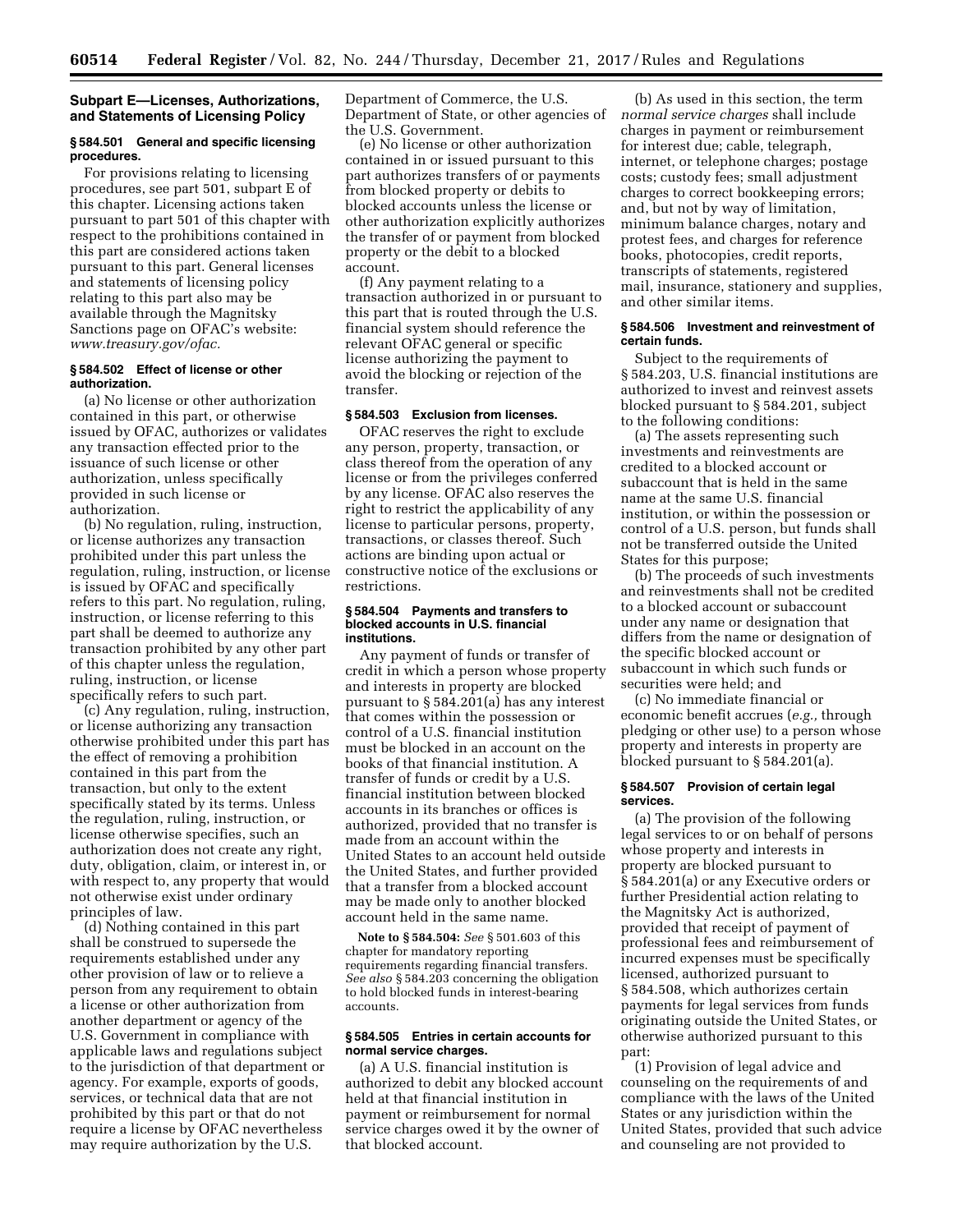## Subpart E—Licenses, Authorizations, and Statements of Licensing Policy

### § 584.501 General and specific licensing procedures.

For provisions relating to licensing procedures, see part 501, subpart E of this chapter. Licensing actions taken pursuant to part 501 of this chapter with respect to the prohibitions contained in this part are considered actions taken pursuant to this part. General licenses and statements of licensing policy relating to this part also may be available through the Magnitsky Sanctions page on OFAC's website: *www.treasury.gov/ofac.*

### § 584.502 Effect of license or other authorization.

(a) No license or other authorization contained in this part, or otherwise issued by OFAC, authorizes or validates any transaction effected prior to the issuance of such license or other authorization, unless specifically provided in such license or authorization.

(b) No regulation, ruling, instruction, or license authorizes any transaction prohibited under this part unless the regulation, ruling, instruction, or license is issued by OFAC and specifically refers to this part. No regulation, ruling, instruction, or license referring to this part shall be deemed to authorize any transaction prohibited by any other part of this chapter unless the regulation, ruling, instruction, or license specifically refers to such part.

(c) Any regulation, ruling, instruction, or license authorizing any transaction otherwise prohibited under this part has the effect of removing a prohibition contained in this part from the transaction, but only to the extent specifically stated by its terms. Unless the regulation, ruling, instruction, or license otherwise specifies, such an authorization does not create any right, duty, obligation, claim, or interest in, or with respect to, any property that would not otherwise exist under ordinary principles of law.

(d) Nothing contained in this part shall be construed to supersede the requirements established under any other provision of law or to relieve a person from any requirement to obtain a license or other authorization from another department or agency of the U.S. Government in compliance with applicable laws and regulations subject to the jurisdiction of that department or agency. For example, exports of goods, services, or technical data that are not prohibited by this part or that do not require a license by OFAC nevertheless may require authorization by the U.S. Department of Commerce, the U.S. Department of State, or other agencies of the U.S. Government.

(e) No license or other authorization contained in or issued pursuant to this part authorizes transfers of or payments from blocked property or debits to blocked accounts unless the license or other authorization explicitly authorizes the transfer of or payment from blocked property or the debit to a blocked account.

(f) Any payment relating to a transaction authorized in or pursuant to this part that is routed through the U.S. financial system should reference the relevant OFAC general or specific license authorizing the payment to avoid the blocking or rejection of the transfer.

### § 584.503 Exclusion from licenses.

OFAC reserves the right to exclude any person, property, transaction, or class thereof from the operation of any license or from the privileges conferred by any license. OFAC also reserves the right to restrict the applicability of any license to particular persons, property, transactions, or classes thereof. Such actions are binding upon actual or constructive notice of the exclusions or restrictions.

### § 584.504 Payments and transfers to blocked accounts in U.S. financial institutions.

Any payment of funds or transfer of credit in which a person whose property and interests in property are blocked pursuant to § 584.201(a) has any interest that comes within the possession or control of a U.S. financial institution must be blocked in an account on the books of that financial institution. A transfer of funds or credit by a U.S. financial institution between blocked accounts in its branches or offices is authorized, provided that no transfer is made from an account within the United States to an account held outside the United States, and further provided that a transfer from a blocked account may be made only to another blocked account held in the same name.

**Note to § 584.504:** *See* § 501.603 of this chapter for mandatory reporting requirements regarding financial transfers. *See also* § 584.203 concerning the obligation to hold blocked funds in interest-bearing accounts.

### § 584.505 Entries in certain accounts for normal service charges.

(a) A U.S. financial institution is authorized to debit any blocked account held at that financial institution in payment or reimbursement for normal service charges owed it by the owner of that blocked account.

(b) As used in this section, the term *normal service charges* shall include charges in payment or reimbursement for interest due; cable, telegraph, internet, or telephone charges; postage costs; custody fees; small adjustment charges to correct bookkeeping errors; and, but not by way of limitation, minimum balance charges, notary and protest fees, and charges for reference books, photocopies, credit reports, transcripts of statements, registered mail, insurance, stationery and supplies, and other similar items.

### § 584.506 Investment and reinvestment of certain funds.

Subject to the requirements of § 584.203, U.S. financial institutions are authorized to invest and reinvest assets blocked pursuant to § 584.201, subject to the following conditions:

(a) The assets representing such investments and reinvestments are credited to a blocked account or subaccount that is held in the same name at the same U.S. financial institution, or within the possession or control of a U.S. person, but funds shall not be transferred outside the United States for this purpose;

(b) The proceeds of such investments and reinvestments shall not be credited to a blocked account or subaccount under any name or designation that differs from the name or designation of the specific blocked account or subaccount in which such funds or securities were held; and

(c) No immediate financial or economic benefit accrues (*e.g.,* through pledging or other use) to a person whose property and interests in property are blocked pursuant to § 584.201(a).

### § 584.507 Provision of certain legal services.

(a) The provision of the following legal services to or on behalf of persons whose property and interests in property are blocked pursuant to § 584.201(a) or any Executive orders or further Presidential action relating to the Magnitsky Act is authorized, provided that receipt of payment of professional fees and reimbursement of incurred expenses must be specifically licensed, authorized pursuant to § 584.508, which authorizes certain payments for legal services from funds originating outside the United States, or otherwise authorized pursuant to this part:

(1) Provision of legal advice and counseling on the requirements of and compliance with the laws of the United States or any jurisdiction within the United States, provided that such advice and counseling are not provided to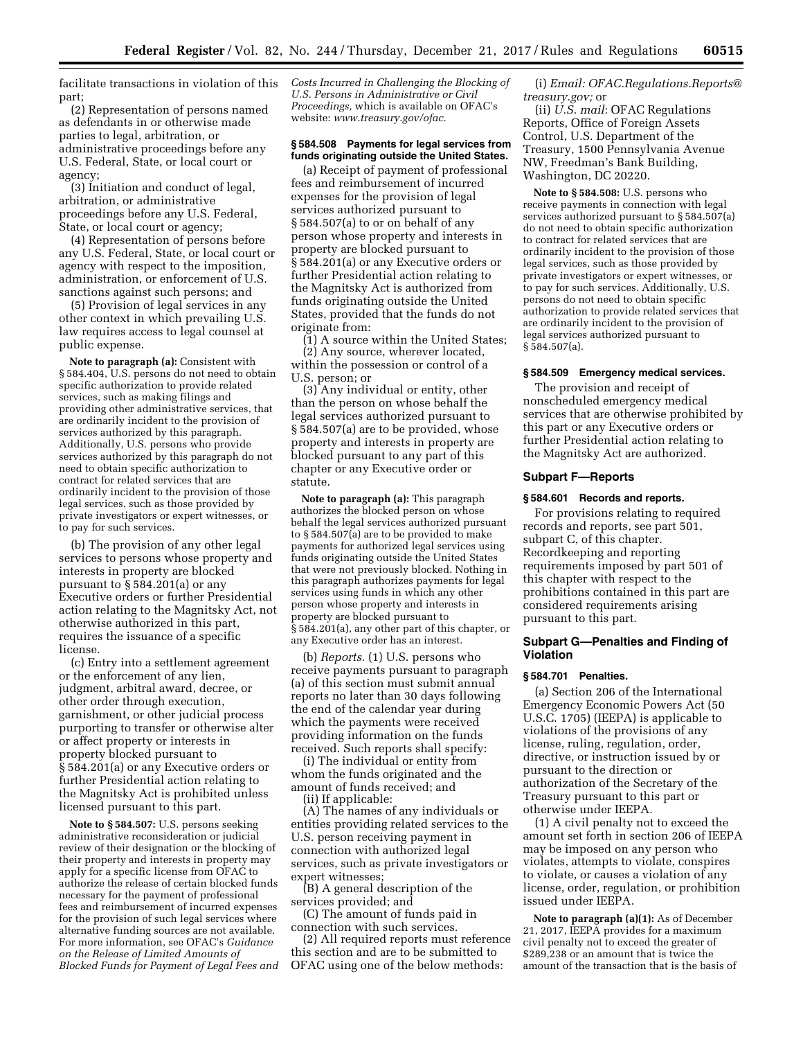facilitate transactions in violation of this part;

(2) Representation of persons named as defendants in or otherwise made parties to legal, arbitration, or administrative proceedings before any U.S. Federal, State, or local court or agency;

(3) Initiation and conduct of legal, arbitration, or administrative proceedings before any U.S. Federal, State, or local court or agency;

(4) Representation of persons before any U.S. Federal, State, or local court or agency with respect to the imposition, administration, or enforcement of U.S. sanctions against such persons; and

(5) Provision of legal services in any other context in which prevailing U.S. law requires access to legal counsel at public expense.

**Note to paragraph (a):** Consistent with § 584.404, U.S. persons do not need to obtain specific authorization to provide related services, such as making filings and providing other administrative services, that are ordinarily incident to the provision of services authorized by this paragraph. Additionally, U.S. persons who provide services authorized by this paragraph do not need to obtain specific authorization to contract for related services that are ordinarily incident to the provision of those legal services, such as those provided by private investigators or expert witnesses, or to pay for such services.

(b) The provision of any other legal services to persons whose property and interests in property are blocked pursuant to § 584.201(a) or any Executive orders or further Presidential action relating to the Magnitsky Act, not otherwise authorized in this part, requires the issuance of a specific license.

(c) Entry into a settlement agreement or the enforcement of any lien, judgment, arbitral award, decree, or other order through execution, garnishment, or other judicial process purporting to transfer or otherwise alter or affect property or interests in property blocked pursuant to § 584.201(a) or any Executive orders or further Presidential action relating to the Magnitsky Act is prohibited unless licensed pursuant to this part.

**Note to § 584.507:** U.S. persons seeking administrative reconsideration or judicial review of their designation or the blocking of their property and interests in property may apply for a specific license from OFAC to authorize the release of certain blocked funds necessary for the payment of professional fees and reimbursement of incurred expenses for the provision of such legal services where alternative funding sources are not available. For more information, see OFAC's *Guidance on the Release of Limited Amounts of Blocked Funds for Payment of Legal Fees and Costs Incurred in Challenging the Blocking of U.S. Persons in Administrative or Civil Proceedings,* which is available on OFAC's website: *www.treasury.gov/ofac.*

### § 584.508 Payments for legal services from funds originating outside the United States.

(a) Receipt of payment of professional fees and reimbursement of incurred expenses for the provision of legal services authorized pursuant to § 584.507(a) to or on behalf of any person whose property and interests in property are blocked pursuant to § 584.201(a) or any Executive orders or further Presidential action relating to the Magnitsky Act is authorized from funds originating outside the United States, provided that the funds do not originate from:

(1) A source within the United States;

(2) Any source, wherever located, within the possession or control of a U.S. person; or

(3) Any individual or entity, other than the person on whose behalf the legal services authorized pursuant to § 584.507(a) are to be provided, whose property and interests in property are blocked pursuant to any part of this chapter or any Executive order or statute.

**Note to paragraph (a):** This paragraph authorizes the blocked person on whose behalf the legal services authorized pursuant to § 584.507(a) are to be provided to make payments for authorized legal services using funds originating outside the United States that were not previously blocked. Nothing in this paragraph authorizes payments for legal services using funds in which any other person whose property and interests in property are blocked pursuant to § 584.201(a), any other part of this chapter, or any Executive order has an interest.

(b) *Reports.* (1) U.S. persons who receive payments pursuant to paragraph (a) of this section must submit annual reports no later than 30 days following the end of the calendar year during which the payments were received providing information on the funds received. Such reports shall specify:

(i) The individual or entity from whom the funds originated and the amount of funds received; and

(ii) If applicable:

(A) The names of any individuals or entities providing related services to the U.S. person receiving payment in connection with authorized legal services, such as private investigators or expert witnesses;

(B) A general description of the services provided; and

(C) The amount of funds paid in connection with such services.

(2) All required reports must reference this section and are to be submitted to OFAC using one of the below methods:

(i) *Email: OFAC.Regulations.Reports@treasury.gov;* or

(ii) *U.S. mail*: OFAC Regulations Reports, Office of Foreign Assets Control, U.S. Department of the Treasury, 1500 Pennsylvania Avenue NW, Freedman's Bank Building, Washington, DC 20220.

**Note to § 584.508:** U.S. persons who receive payments in connection with legal services authorized pursuant to § 584.507(a) do not need to obtain specific authorization to contract for related services that are ordinarily incident to the provision of those legal services, such as those provided by private investigators or expert witnesses, or to pay for such services. Additionally, U.S. persons do not need to obtain specific authorization to provide related services that are ordinarily incident to the provision of legal services authorized pursuant to § 584.507(a).

### § 584.509 Emergency medical services.

The provision and receipt of nonscheduled emergency medical services that are otherwise prohibited by this part or any Executive orders or further Presidential action relating to the Magnitsky Act are authorized.

## Subpart F—Reports

### § 584.601 Records and reports.

For provisions relating to required records and reports, see part 501, subpart C, of this chapter. Recordkeeping and reporting requirements imposed by part 501 of this chapter with respect to the prohibitions contained in this part are considered requirements arising pursuant to this part.

## Subpart G—Penalties and Finding of Violation

### § 584.701 Penalties.

(a) Section 206 of the International Emergency Economic Powers Act (50 U.S.C. 1705) (IEEPA) is applicable to violations of the provisions of any license, ruling, regulation, order, directive, or instruction issued by or pursuant to the direction or authorization of the Secretary of the Treasury pursuant to this part or otherwise under IEEPA.

(1) A civil penalty not to exceed the amount set forth in section 206 of IEEPA may be imposed on any person who violates, attempts to violate, conspires to violate, or causes a violation of any license, order, regulation, or prohibition issued under IEEPA.

**Note to paragraph (a)(1):** As of December 21, 2017, IEEPA provides for a maximum civil penalty not to exceed the greater of $289,238 or an amount that is twice the amount of the transaction that is the basis of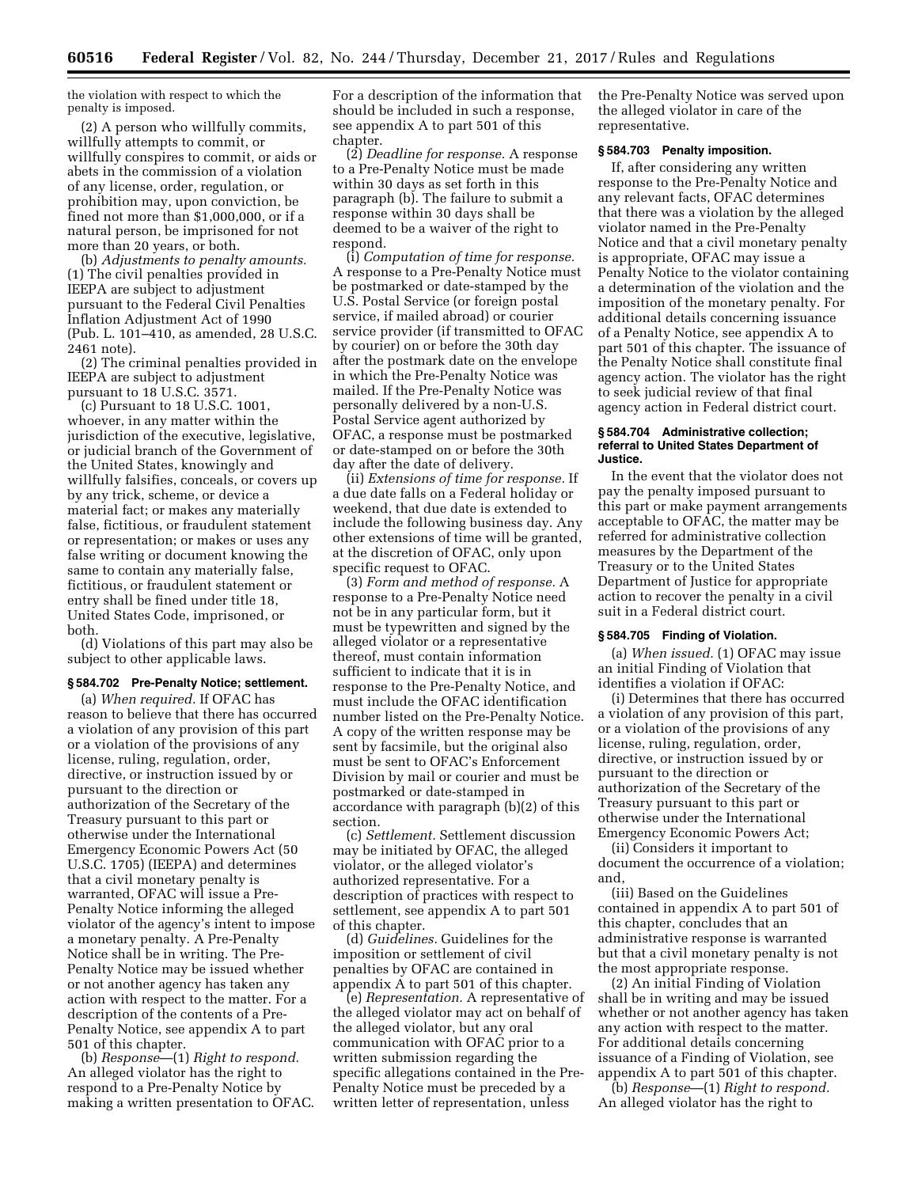the violation with respect to which the penalty is imposed.

(2) A person who willfully commits, willfully attempts to commit, or willfully conspires to commit, or aids or abets in the commission of a violation of any license, order, regulation, or prohibition may, upon conviction, be fined not more than $1,000,000, or if a natural person, be imprisoned for not more than 20 years, or both.

(b) *Adjustments to penalty amounts.* (1) The civil penalties provided in IEEPA are subject to adjustment pursuant to the Federal Civil Penalties Inflation Adjustment Act of 1990 (Pub. L. 101–410, as amended, 28 U.S.C. 2461 note).

(2) The criminal penalties provided in IEEPA are subject to adjustment pursuant to 18 U.S.C. 3571.

(c) Pursuant to 18 U.S.C. 1001, whoever, in any matter within the jurisdiction of the executive, legislative, or judicial branch of the Government of the United States, knowingly and willfully falsifies, conceals, or covers up by any trick, scheme, or device a material fact; or makes any materially false, fictitious, or fraudulent statement or representation; or makes or uses any false writing or document knowing the same to contain any materially false, fictitious, or fraudulent statement or entry shall be fined under title 18, United States Code, imprisoned, or both.

(d) Violations of this part may also be subject to other applicable laws.

### § 584.702 Pre-Penalty Notice; settlement.

(a) *When required.* If OFAC has reason to believe that there has occurred a violation of any provision of this part or a violation of the provisions of any license, ruling, regulation, order, directive, or instruction issued by or pursuant to the direction or authorization of the Secretary of the Treasury pursuant to this part or otherwise under the International Emergency Economic Powers Act (50 U.S.C. 1705) (IEEPA) and determines that a civil monetary penalty is warranted, OFAC will issue a Pre-Penalty Notice informing the alleged violator of the agency's intent to impose a monetary penalty. A Pre-Penalty Notice shall be in writing. The Pre-Penalty Notice may be issued whether or not another agency has taken any action with respect to the matter. For a description of the contents of a Pre-Penalty Notice, see appendix A to part 501 of this chapter.

(b) *Response*—(1) *Right to respond.* An alleged violator has the right to respond to a Pre-Penalty Notice by making a written presentation to OFAC. For a description of the information that should be included in such a response, see appendix A to part 501 of this chapter.

(2) *Deadline for response.* A response to a Pre-Penalty Notice must be made within 30 days as set forth in this paragraph (b). The failure to submit a response within 30 days shall be deemed to be a waiver of the right to respond.

(i) *Computation of time for response.* A response to a Pre-Penalty Notice must be postmarked or date-stamped by the U.S. Postal Service (or foreign postal service, if mailed abroad) or courier service provider (if transmitted to OFAC by courier) on or before the 30th day after the postmark date on the envelope in which the Pre-Penalty Notice was mailed. If the Pre-Penalty Notice was personally delivered by a non-U.S. Postal Service agent authorized by OFAC, a response must be postmarked or date-stamped on or before the 30th day after the date of delivery.

(ii) *Extensions of time for response.* If a due date falls on a Federal holiday or weekend, that due date is extended to include the following business day. Any other extensions of time will be granted, at the discretion of OFAC, only upon specific request to OFAC.

(3) *Form and method of response.* A response to a Pre-Penalty Notice need not be in any particular form, but it must be typewritten and signed by the alleged violator or a representative thereof, must contain information sufficient to indicate that it is in response to the Pre-Penalty Notice, and must include the OFAC identification number listed on the Pre-Penalty Notice. A copy of the written response may be sent by facsimile, but the original also must be sent to OFAC's Enforcement Division by mail or courier and must be postmarked or date-stamped in accordance with paragraph (b)(2) of this section.

(c) *Settlement.* Settlement discussion may be initiated by OFAC, the alleged violator, or the alleged violator's authorized representative. For a description of practices with respect to settlement, see appendix A to part 501 of this chapter.

(d) *Guidelines.* Guidelines for the imposition or settlement of civil penalties by OFAC are contained in appendix A to part 501 of this chapter.

(e) *Representation.* A representative of the alleged violator may act on behalf of the alleged violator, but any oral communication with OFAC prior to a written submission regarding the specific allegations contained in the Pre-Penalty Notice must be preceded by a written letter of representation, unless the Pre-Penalty Notice was served upon the alleged violator in care of the representative.

### § 584.703 Penalty imposition.

If, after considering any written response to the Pre-Penalty Notice and any relevant facts, OFAC determines that there was a violation by the alleged violator named in the Pre-Penalty Notice and that a civil monetary penalty is appropriate, OFAC may issue a Penalty Notice to the violator containing a determination of the violation and the imposition of the monetary penalty. For additional details concerning issuance of a Penalty Notice, see appendix A to part 501 of this chapter. The issuance of the Penalty Notice shall constitute final agency action. The violator has the right to seek judicial review of that final agency action in Federal district court.

### § 584.704 Administrative collection; referral to United States Department of Justice.

In the event that the violator does not pay the penalty imposed pursuant to this part or make payment arrangements acceptable to OFAC, the matter may be referred for administrative collection measures by the Department of the Treasury or to the United States Department of Justice for appropriate action to recover the penalty in a civil suit in a Federal district court.

### § 584.705 Finding of Violation.

(a) *When issued.* (1) OFAC may issue an initial Finding of Violation that identifies a violation if OFAC:

(i) Determines that there has occurred a violation of any provision of this part, or a violation of the provisions of any license, ruling, regulation, order, directive, or instruction issued by or pursuant to the direction or authorization of the Secretary of the Treasury pursuant to this part or otherwise under the International Emergency Economic Powers Act;

(ii) Considers it important to document the occurrence of a violation; and,

(iii) Based on the Guidelines contained in appendix A to part 501 of this chapter, concludes that an administrative response is warranted but that a civil monetary penalty is not the most appropriate response.

(2) An initial Finding of Violation shall be in writing and may be issued whether or not another agency has taken any action with respect to the matter. For additional details concerning issuance of a Finding of Violation, see appendix A to part 501 of this chapter.

(b) *Response*—(1) *Right to respond.* An alleged violator has the right to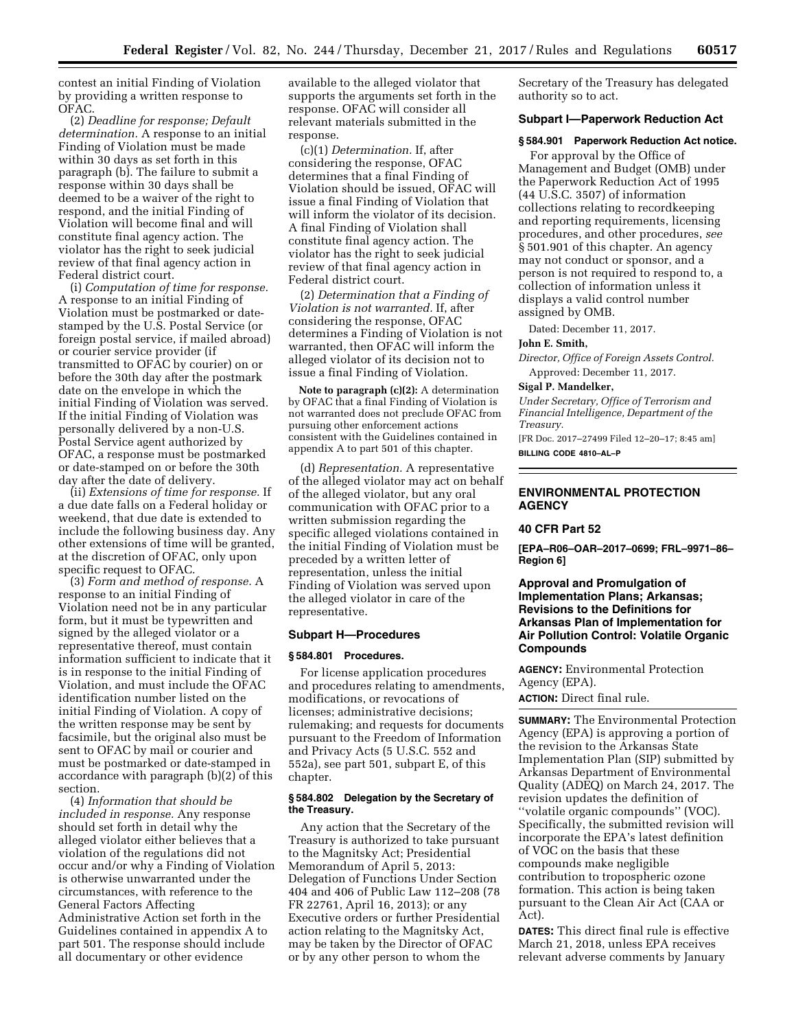contest an initial Finding of Violation by providing a written response to OFAC.

(2) *Deadline for response; Default determination.* A response to an initial Finding of Violation must be made within 30 days as set forth in this paragraph (b). The failure to submit a response within 30 days shall be deemed to be a waiver of the right to respond, and the initial Finding of Violation will become final and will constitute final agency action. The violator has the right to seek judicial review of that final agency action in Federal district court.

(i) *Computation of time for response.* A response to an initial Finding of Violation must be postmarked or date-stamped by the U.S. Postal Service (or foreign postal service, if mailed abroad) or courier service provider (if transmitted to OFAC by courier) on or before the 30th day after the postmark date on the envelope in which the initial Finding of Violation was served. If the initial Finding of Violation was personally delivered by a non-U.S. Postal Service agent authorized by OFAC, a response must be postmarked or date-stamped on or before the 30th day after the date of delivery.

(ii) *Extensions of time for response.* If a due date falls on a Federal holiday or weekend, that due date is extended to include the following business day. Any other extensions of time will be granted, at the discretion of OFAC, only upon specific request to OFAC.

(3) *Form and method of response.* A response to an initial Finding of Violation need not be in any particular form, but it must be typewritten and signed by the alleged violator or a representative thereof, must contain information sufficient to indicate that it is in response to the initial Finding of Violation, and must include the OFAC identification number listed on the initial Finding of Violation. A copy of the written response may be sent by facsimile, but the original also must be sent to OFAC by mail or courier and must be postmarked or date-stamped in accordance with paragraph (b)(2) of this section.

(4) *Information that should be included in response.* Any response should set forth in detail why the alleged violator either believes that a violation of the regulations did not occur and/or why a Finding of Violation is otherwise unwarranted under the circumstances, with reference to the General Factors Affecting Administrative Action set forth in the Guidelines contained in appendix A to part 501. The response should include all documentary or other evidence available to the alleged violator that supports the arguments set forth in the response. OFAC will consider all relevant materials submitted in the response.

(c)(1) *Determination.* If, after considering the response, OFAC determines that a final Finding of Violation should be issued, OFAC will issue a final Finding of Violation that will inform the violator of its decision. A final Finding of Violation shall constitute final agency action. The violator has the right to seek judicial review of that final agency action in Federal district court.

(2) *Determination that a Finding of Violation is not warranted.* If, after considering the response, OFAC determines a Finding of Violation is not warranted, then OFAC will inform the alleged violator of its decision not to issue a final Finding of Violation.

**Note to paragraph (c)(2):** A determination by OFAC that a final Finding of Violation is not warranted does not preclude OFAC from pursuing other enforcement actions consistent with the Guidelines contained in appendix A to part 501 of this chapter.

(d) *Representation.* A representative of the alleged violator may act on behalf of the alleged violator, but any oral communication with OFAC prior to a written submission regarding the specific alleged violations contained in the initial Finding of Violation must be preceded by a written letter of representation, unless the initial Finding of Violation was served upon the alleged violator in care of the representative.

## Subpart H—Procedures

### § 584.801 Procedures.

For license application procedures and procedures relating to amendments, modifications, or revocations of licenses; administrative decisions; rulemaking; and requests for documents pursuant to the Freedom of Information and Privacy Acts (5 U.S.C. 552 and 552a), see part 501, subpart E, of this chapter.

### § 584.802 Delegation by the Secretary of the Treasury.

Any action that the Secretary of the Treasury is authorized to take pursuant to the Magnitsky Act; Presidential Memorandum of April 5, 2013: Delegation of Functions Under Section 404 and 406 of Public Law 112–208 (78 FR 22761, April 16, 2013); or any Executive orders or further Presidential action relating to the Magnitsky Act, may be taken by the Director of OFAC or by any other person to whom the Secretary of the Treasury has delegated authority so to act.

## Subpart I—Paperwork Reduction Act

### § 584.901 Paperwork Reduction Act notice.

For approval by the Office of Management and Budget (OMB) under the Paperwork Reduction Act of 1995 (44 U.S.C. 3507) of information collections relating to recordkeeping and reporting requirements, licensing procedures, and other procedures, *see* § 501.901 of this chapter. An agency may not conduct or sponsor, and a person is not required to respond to, a collection of information unless it displays a valid control number assigned by OMB.

Dated: December 11, 2017.

**John E. Smith,**

*Director, Office of Foreign Assets Control.*

Approved: December 11, 2017.

**Sigal P. Mandelker,**

*Under Secretary, Office of Terrorism and Financial Intelligence, Department of the Treasury.*

[FR Doc. 2017–27499 Filed 12–20–17; 8:45 am]

**BILLING CODE 4810–AL–P**

---

# ENVIRONMENTAL PROTECTION AGENCY

## 40 CFR Part 52

**[EPA–R06–OAR–2017–0699; FRL–9971–86–Region 6]**

## Approval and Promulgation of Implementation Plans; Arkansas; Revisions to the Definitions for Arkansas Plan of Implementation for Air Pollution Control: Volatile Organic Compounds

**AGENCY:** Environmental Protection Agency (EPA).

**ACTION:** Direct final rule.

**SUMMARY:** The Environmental Protection Agency (EPA) is approving a portion of the revision to the Arkansas State Implementation Plan (SIP) submitted by Arkansas Department of Environmental Quality (ADEQ) on March 24, 2017. The revision updates the definition of ''volatile organic compounds'' (VOC). Specifically, the submitted revision will incorporate the EPA's latest definition of VOC on the basis that these compounds make negligible contribution to tropospheric ozone formation. This action is being taken pursuant to the Clean Air Act (CAA or Act).

**DATES:** This direct final rule is effective March 21, 2018, unless EPA receives relevant adverse comments by January